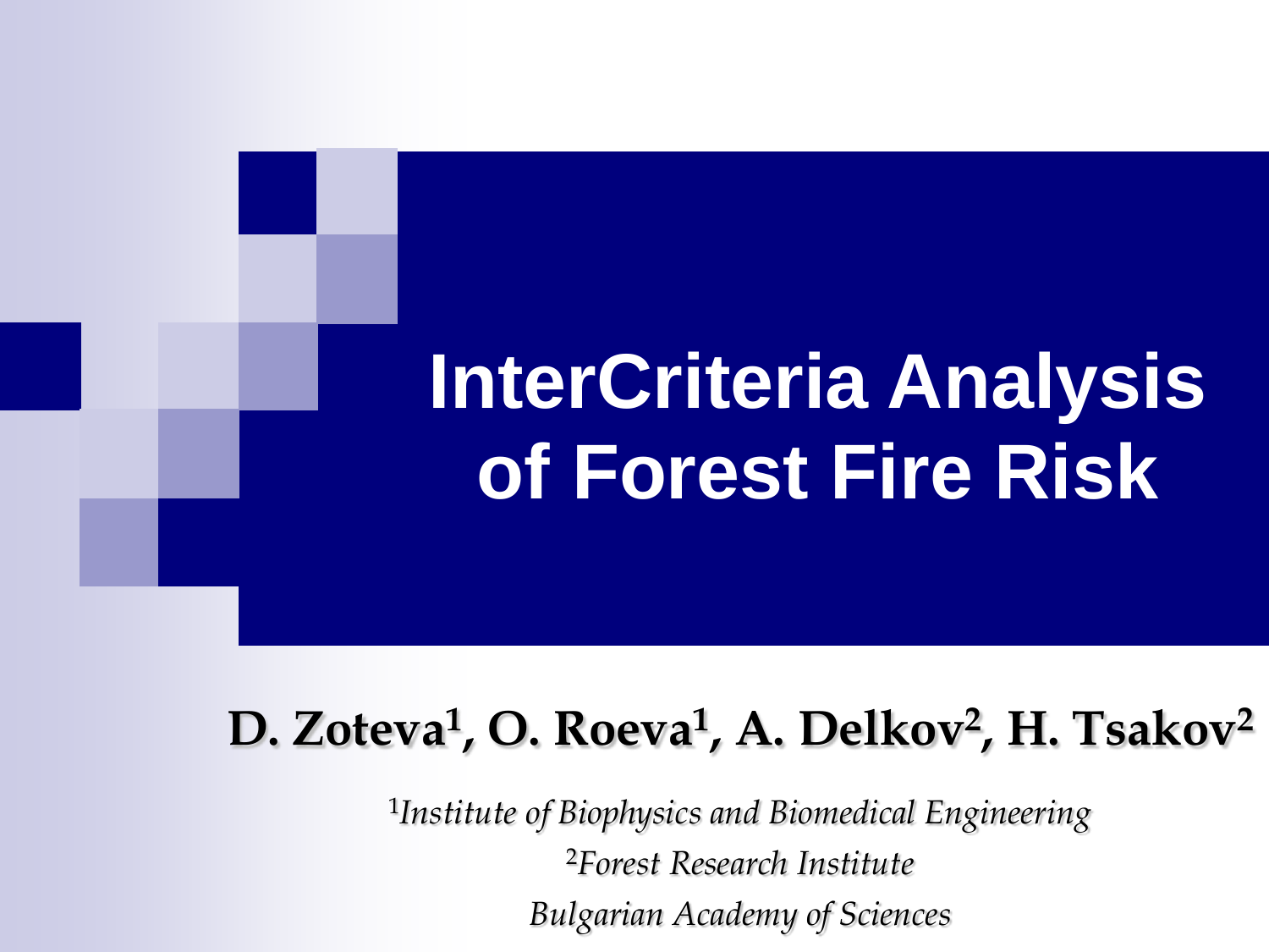# InterCriteria Analysis of Forest Fire Risk

**D. Zoteva[1], O. Roeva[1], A. Delkov[2], H. Tsakov[2]**

*[1]Institute of Biophysics and Biomedical Engineering*

*[2]Forest Research Institute*

*Bulgarian Academy of Sciences*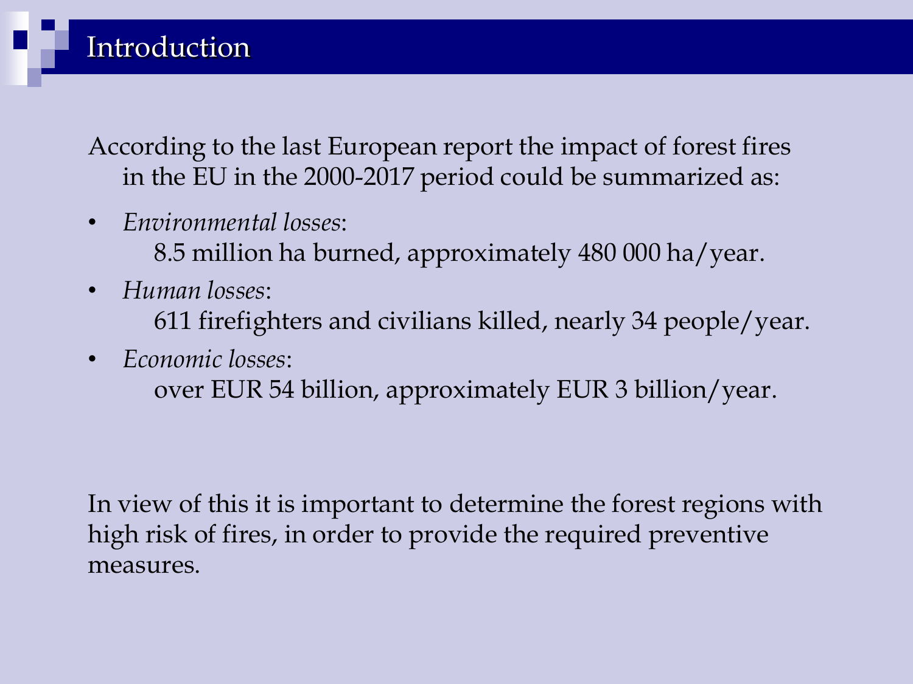# Introduction

According to the last European report the impact of forest fires in the EU in the 2000-2017 period could be summarized as:

- *Environmental losses*:
  8.5 million ha burned, approximately 480 000 ha/year.
- *Human losses*:
  611 firefighters and civilians killed, nearly 34 people/year.
- *Economic losses*:
  over EUR 54 billion, approximately EUR 3 billion/year.

In view of this it is important to determine the forest regions with high risk of fires, in order to provide the required preventive measures.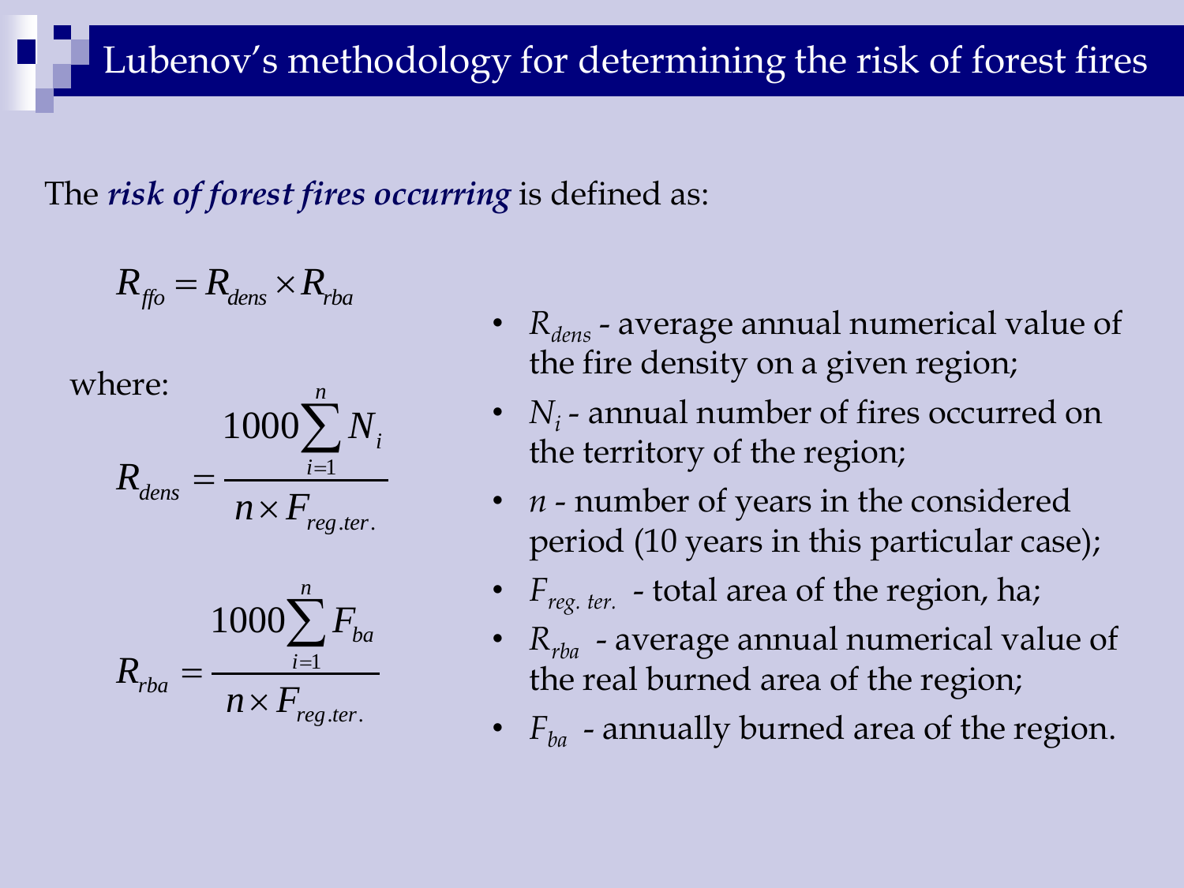# Lubenov's methodology for determining the risk of forest fires

The ***risk of forest fires occurring*** is defined as:

$$R_{ffo} = R_{dens} \times R_{rba}$$

where:

$$R_{dens} = \frac{1000 \sum_{i=1}^{n} N_i}{n \times F_{reg.ter.}}$$

$$R_{rba} = \frac{1000 \sum_{i=1}^{n} F_{ba}}{n \times F_{reg.ter.}}$$

- $R_{dens}$ - average annual numerical value of the fire density on a given region;
- $N_i$ - annual number of fires occurred on the territory of the region;
- $n$ - number of years in the considered period (10 years in this particular case);
- $F_{reg.\,ter.}$ - total area of the region, ha;
- $R_{rba}$ - average annual numerical value of the real burned area of the region;
- $F_{ba}$ - annually burned area of the region.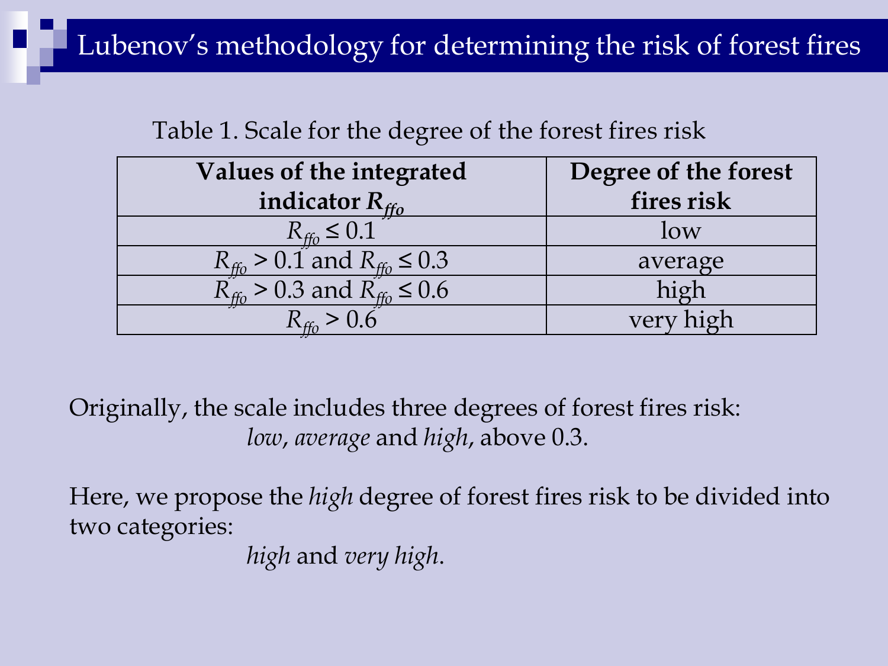# Lubenov's methodology for determining the risk of forest fires

Table 1. Scale for the degree of the forest fires risk

| **Values of the integrated indicator $R_{ffo}$** | **Degree of the forest fires risk** |
|---|---|
| $R_{ffo} \leq 0.1$ | low |
| $R_{ffo} > 0.1$ and $R_{ffo} \leq 0.3$ | average |
| $R_{ffo} > 0.3$ and $R_{ffo} \leq 0.6$ | high |
| $R_{ffo} > 0.6$ | very high |

Originally, the scale includes three degrees of forest fires risk: *low*, *average* and *high*, above 0.3.

Here, we propose the *high* degree of forest fires risk to be divided into two categories: *high* and *very high*.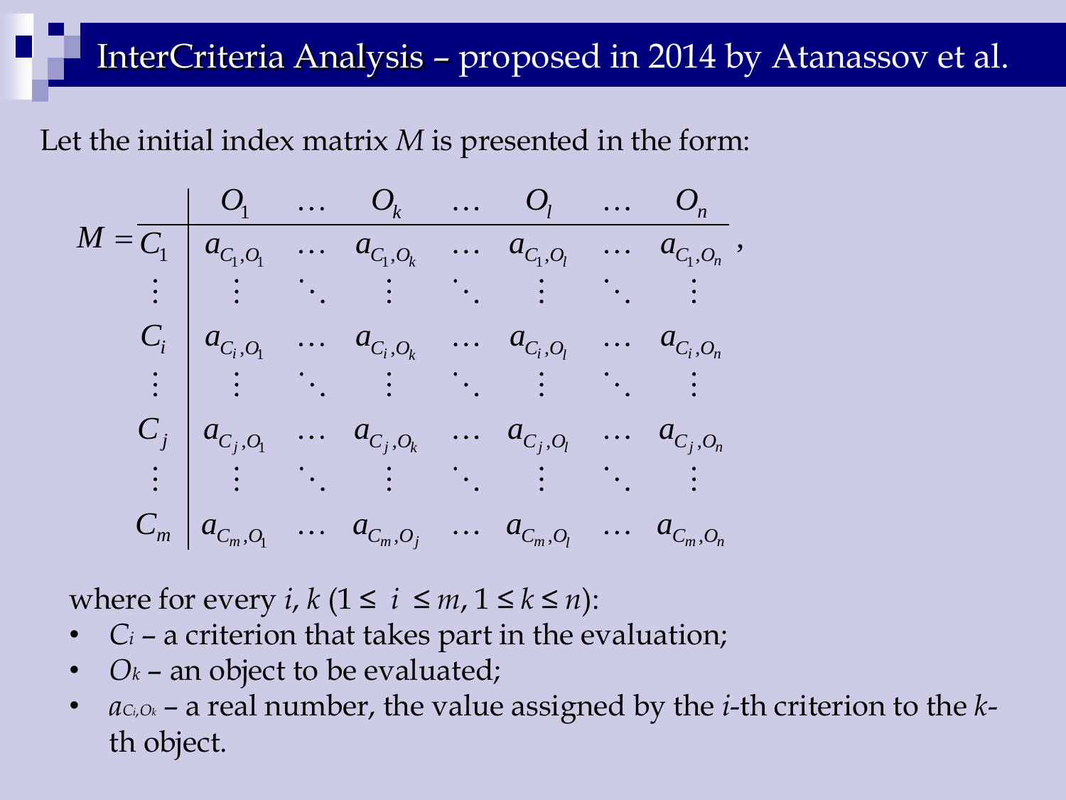# InterCriteria Analysis – proposed in 2014 by Atanassov et al.

Let the initial index matrix $M$ is presented in the form:

$$
M = \begin{array}{c|ccccccc}
 & O_1 & \ldots & O_k & \ldots & O_l & \ldots & O_n \\
\hline
C_1 & a_{C_1,O_1} & \ldots & a_{C_1,O_k} & \ldots & a_{C_1,O_l} & \ldots & a_{C_1,O_n} \\
\vdots & \vdots & \ddots & \vdots & \ddots & \vdots & \ddots & \vdots \\
C_i & a_{C_i,O_1} & \ldots & a_{C_i,O_k} & \ldots & a_{C_i,O_l} & \ldots & a_{C_i,O_n} \\
\vdots & \vdots & \ddots & \vdots & \ddots & \vdots & \ddots & \vdots \\
C_j & a_{C_j,O_1} & \ldots & a_{C_j,O_k} & \ldots & a_{C_j,O_l} & \ldots & a_{C_j,O_n} \\
\vdots & \vdots & \ddots & \vdots & \ddots & \vdots & \ddots & \vdots \\
C_m & a_{C_m,O_1} & \ldots & a_{C_m,O_j} & \ldots & a_{C_m,O_l} & \ldots & a_{C_m,O_n}
\end{array},
$$

where for every $i$, $k$ ($1 \leq i \leq m$, $1 \leq k \leq n$):

- $C_i$ – a criterion that takes part in the evaluation;
- $O_k$ – an object to be evaluated;
- $a_{C_i,O_k}$ – a real number, the value assigned by the $i$-th criterion to the $k$-th object.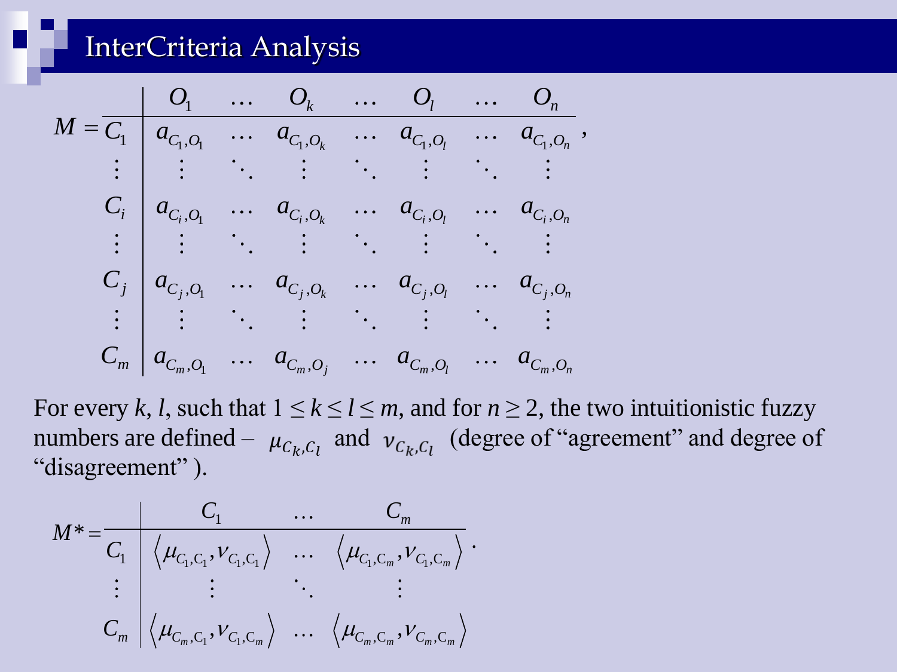# InterCriteria Analysis

$$
M = \begin{array}{c|ccccccc}
 & O_1 & \dots & O_k & \dots & O_l & \dots & O_n \\
\hline
C_1 & a_{C_1,O_1} & \dots & a_{C_1,O_k} & \dots & a_{C_1,O_l} & \dots & a_{C_1,O_n} \\
\vdots & \vdots & \ddots & \vdots & \ddots & \vdots & \ddots & \vdots \\
C_i & a_{C_i,O_1} & \dots & a_{C_i,O_k} & \dots & a_{C_i,O_l} & \dots & a_{C_i,O_n} \\
\vdots & \vdots & \ddots & \vdots & \ddots & \vdots & \ddots & \vdots \\
C_j & a_{C_j,O_1} & \dots & a_{C_j,O_k} & \dots & a_{C_j,O_l} & \dots & a_{C_j,O_n} \\
\vdots & \vdots & \ddots & \vdots & \ddots & \vdots & \ddots & \vdots \\
C_m & a_{C_m,O_1} & \dots & a_{C_m,O_j} & \dots & a_{C_m,O_l} & \dots & a_{C_m,O_n}
\end{array},
$$

For every $k$, $l$, such that $1 \leq k \leq l \leq m$, and for $n \geq 2$, the two intuitionistic fuzzy numbers are defined – $\mu_{C_k,C_l}$ and $\nu_{C_k,C_l}$ (degree of "agreement" and degree of "disagreement" ).

$$
M^* = \begin{array}{c|ccc}
 & C_1 & \dots & C_m \\
\hline
C_1 & \left\langle \mu_{C_1,C_1}, \nu_{C_1,C_1} \right\rangle & \dots & \left\langle \mu_{C_1,C_m}, \nu_{C_1,C_m} \right\rangle \\
\vdots & \vdots & \ddots & \vdots \\
C_m & \left\langle \mu_{C_m,C_1}, \nu_{C_1,C_m} \right\rangle & \dots & \left\langle \mu_{C_m,C_m}, \nu_{C_m,C_m} \right\rangle
\end{array}.
$$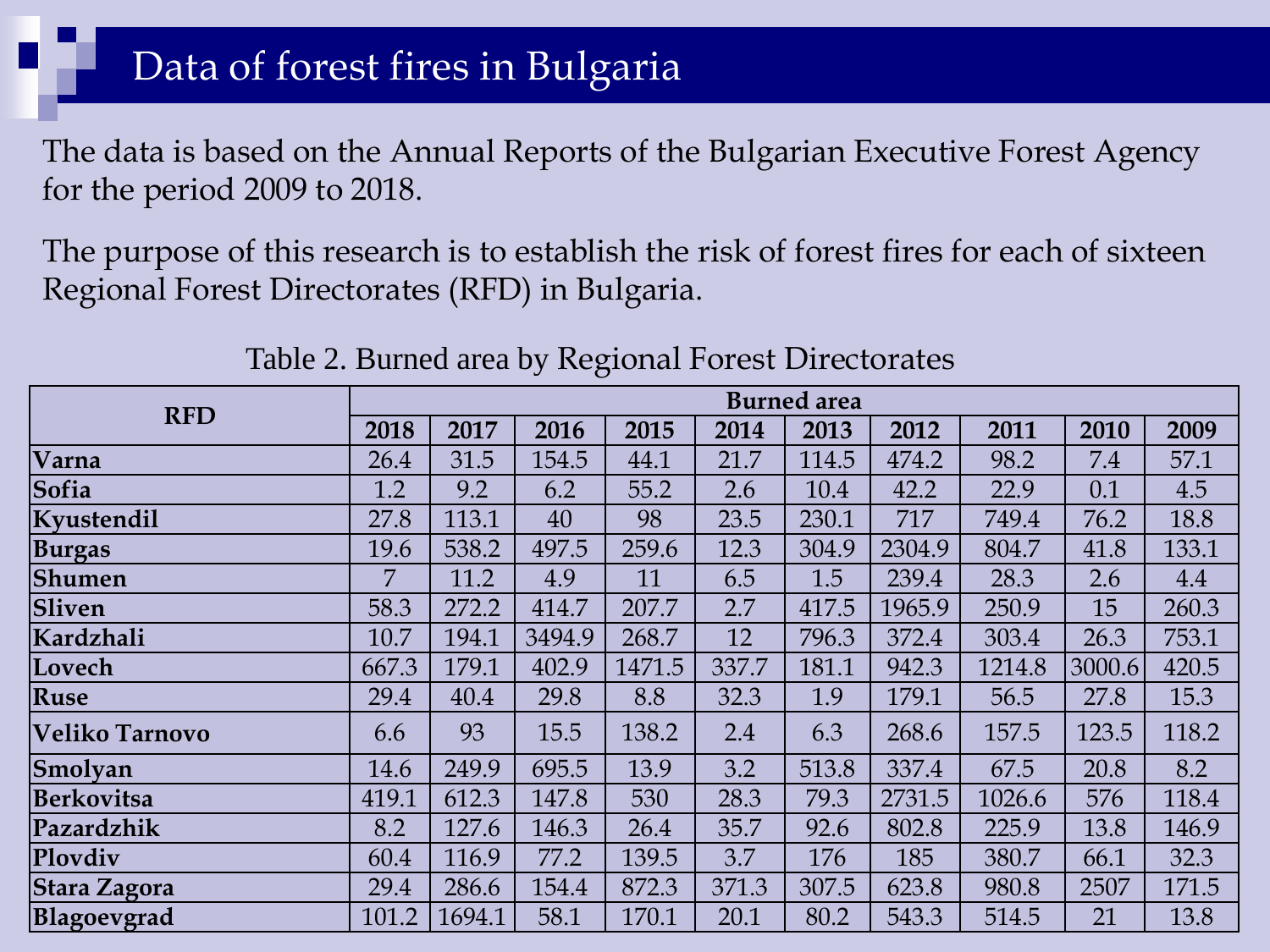# Data of forest fires in Bulgaria

The data is based on the Annual Reports of the Bulgarian Executive Forest Agency for the period 2009 to 2018.

The purpose of this research is to establish the risk of forest fires for each of sixteen Regional Forest Directorates (RFD) in Bulgaria.

Table 2. Burned area by Regional Forest Directorates

| **RFD** | **Burned area** | | | | | | | | | |
|---|---|---|---|---|---|---|---|---|---|---|
| | **2018** | **2017** | **2016** | **2015** | **2014** | **2013** | **2012** | **2011** | **2010** | **2009** |
| **Varna** | 26.4 | 31.5 | 154.5 | 44.1 | 21.7 | 114.5 | 474.2 | 98.2 | 7.4 | 57.1 |
| **Sofia** | 1.2 | 9.2 | 6.2 | 55.2 | 2.6 | 10.4 | 42.2 | 22.9 | 0.1 | 4.5 |
| **Kyustendil** | 27.8 | 113.1 | 40 | 98 | 23.5 | 230.1 | 717 | 749.4 | 76.2 | 18.8 |
| **Burgas** | 19.6 | 538.2 | 497.5 | 259.6 | 12.3 | 304.9 | 2304.9 | 804.7 | 41.8 | 133.1 |
| **Shumen** | 7 | 11.2 | 4.9 | 11 | 6.5 | 1.5 | 239.4 | 28.3 | 2.6 | 4.4 |
| **Sliven** | 58.3 | 272.2 | 414.7 | 207.7 | 2.7 | 417.5 | 1965.9 | 250.9 | 15 | 260.3 |
| **Kardzhali** | 10.7 | 194.1 | 3494.9 | 268.7 | 12 | 796.3 | 372.4 | 303.4 | 26.3 | 753.1 |
| **Lovech** | 667.3 | 179.1 | 402.9 | 1471.5 | 337.7 | 181.1 | 942.3 | 1214.8 | 3000.6 | 420.5 |
| **Ruse** | 29.4 | 40.4 | 29.8 | 8.8 | 32.3 | 1.9 | 179.1 | 56.5 | 27.8 | 15.3 |
| **Veliko Tarnovo** | 6.6 | 93 | 15.5 | 138.2 | 2.4 | 6.3 | 268.6 | 157.5 | 123.5 | 118.2 |
| **Smolyan** | 14.6 | 249.9 | 695.5 | 13.9 | 3.2 | 513.8 | 337.4 | 67.5 | 20.8 | 8.2 |
| **Berkovitsa** | 419.1 | 612.3 | 147.8 | 530 | 28.3 | 79.3 | 2731.5 | 1026.6 | 576 | 118.4 |
| **Pazardzhik** | 8.2 | 127.6 | 146.3 | 26.4 | 35.7 | 92.6 | 802.8 | 225.9 | 13.8 | 146.9 |
| **Plovdiv** | 60.4 | 116.9 | 77.2 | 139.5 | 3.7 | 176 | 185 | 380.7 | 66.1 | 32.3 |
| **Stara Zagora** | 29.4 | 286.6 | 154.4 | 872.3 | 371.3 | 307.5 | 623.8 | 980.8 | 2507 | 171.5 |
| **Blagoevgrad** | 101.2 | 1694.1 | 58.1 | 170.1 | 20.1 | 80.2 | 543.3 | 514.5 | 21 | 13.8 |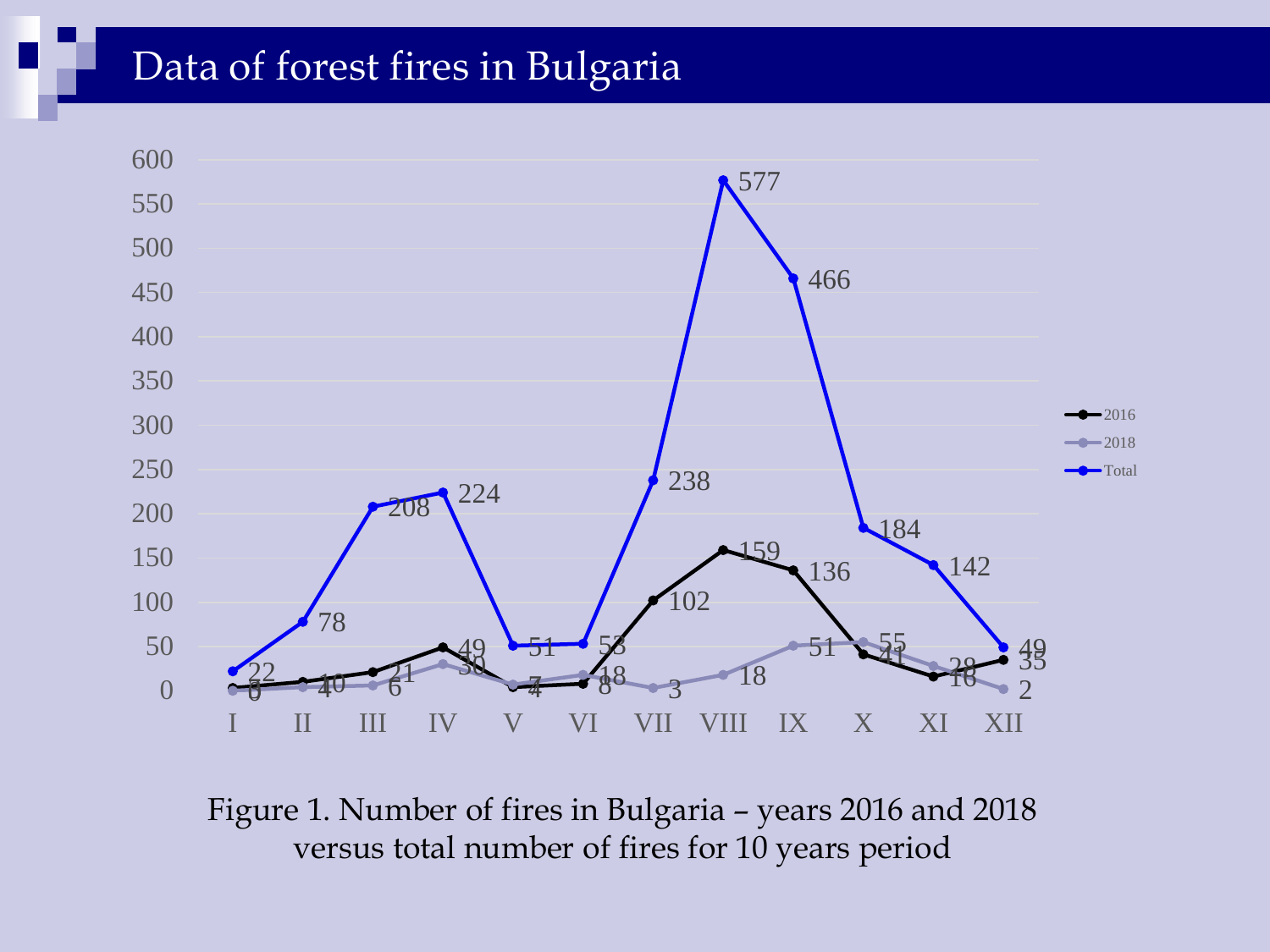# Data of forest fires in Bulgaria

Figure 1. Number of fires in Bulgaria – years 2016 and 2018 versus total number of fires for 10 years period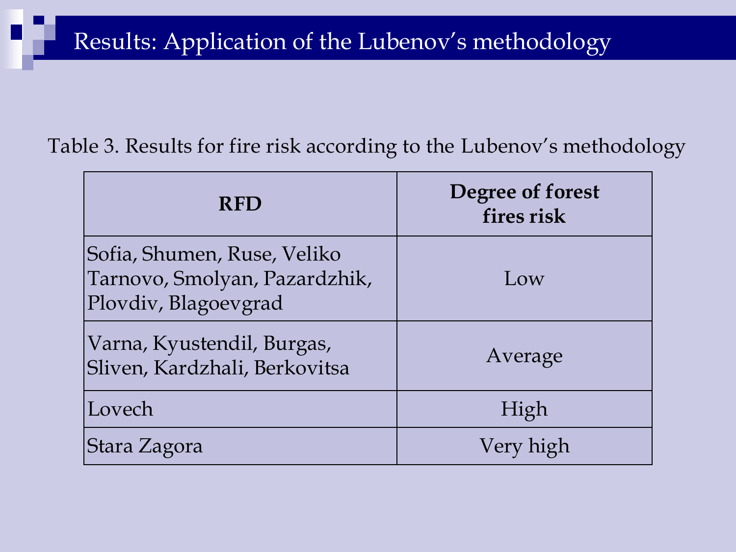# Results: Application of the Lubenov's methodology

Table 3. Results for fire risk according to the Lubenov's methodology

| RFD | Degree of forest fires risk |
|---|---|
| Sofia, Shumen, Ruse, Veliko Tarnovo, Smolyan, Pazardzhik, Plovdiv, Blagoevgrad | Low |
| Varna, Kyustendil, Burgas, Sliven, Kardzhali, Berkovitsa | Average |
| Lovech | High |
| Stara Zagora | Very high |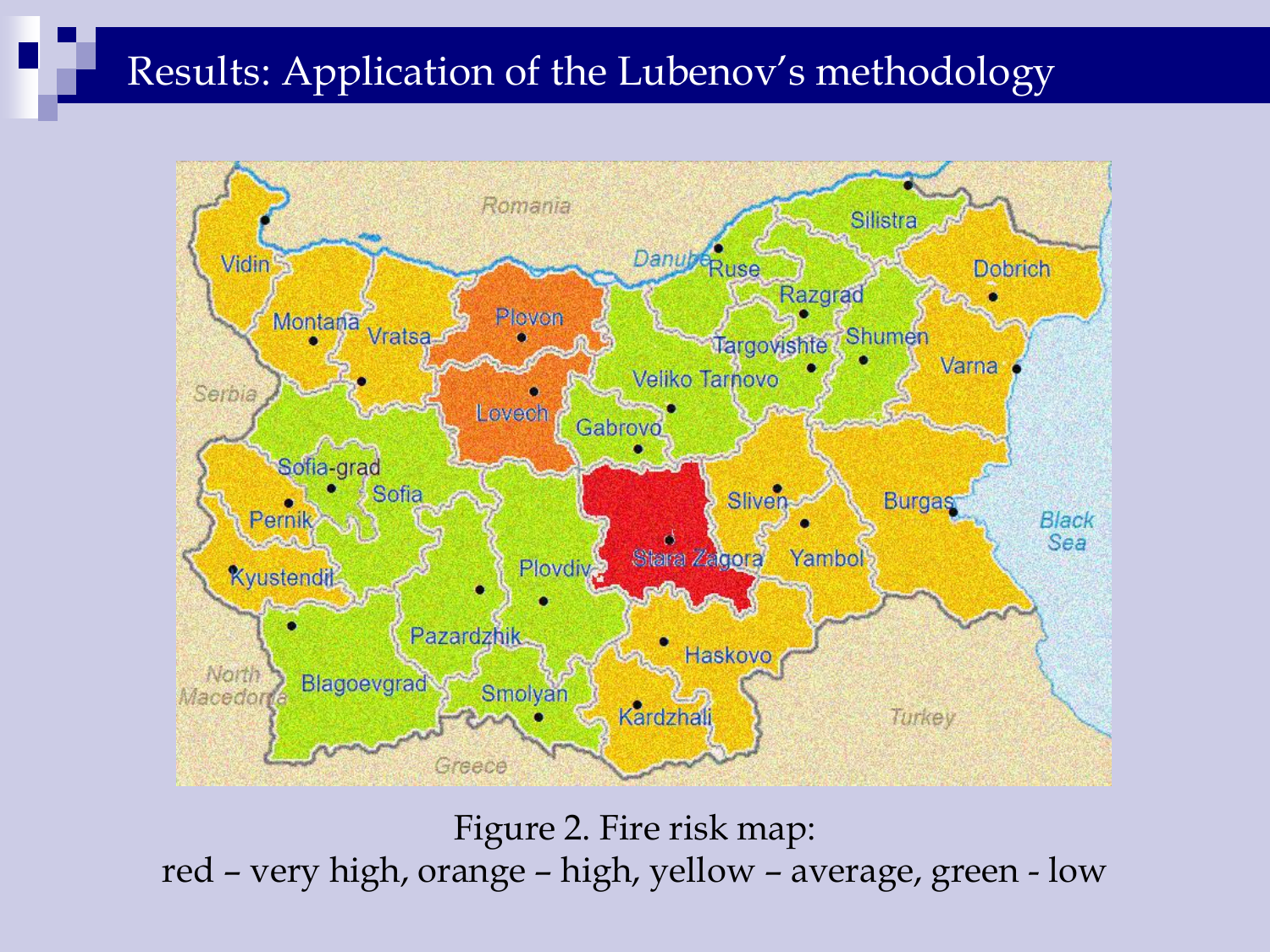# Results: Application of the Lubenov's methodology

Figure 2. Fire risk map:
red – very high, orange – high, yellow – average, green - low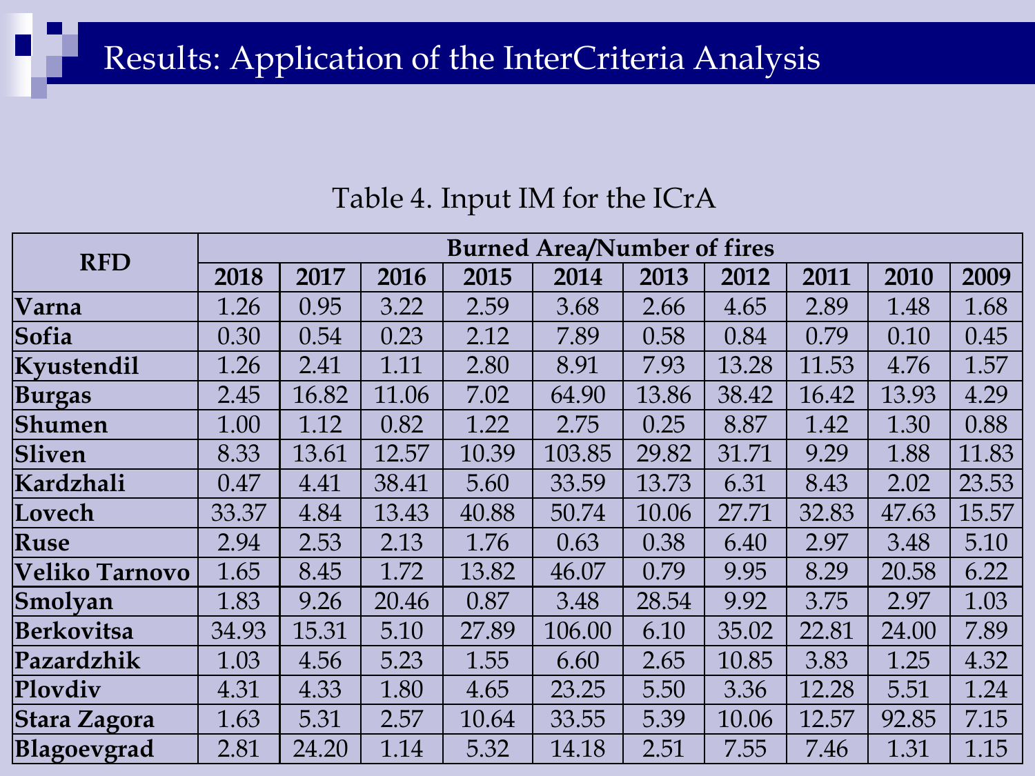# Results: Application of the InterCriteria Analysis

Table 4. Input IM for the ICrA

| RFD | Burned Area/Number of fires | | | | | | | | | |
|---|---|---|---|---|---|---|---|---|---|---|
| | 2018 | 2017 | 2016 | 2015 | 2014 | 2013 | 2012 | 2011 | 2010 | 2009 |
| Varna | 1.26 | 0.95 | 3.22 | 2.59 | 3.68 | 2.66 | 4.65 | 2.89 | 1.48 | 1.68 |
| Sofia | 0.30 | 0.54 | 0.23 | 2.12 | 7.89 | 0.58 | 0.84 | 0.79 | 0.10 | 0.45 |
| Kyustendil | 1.26 | 2.41 | 1.11 | 2.80 | 8.91 | 7.93 | 13.28 | 11.53 | 4.76 | 1.57 |
| Burgas | 2.45 | 16.82 | 11.06 | 7.02 | 64.90 | 13.86 | 38.42 | 16.42 | 13.93 | 4.29 |
| Shumen | 1.00 | 1.12 | 0.82 | 1.22 | 2.75 | 0.25 | 8.87 | 1.42 | 1.30 | 0.88 |
| Sliven | 8.33 | 13.61 | 12.57 | 10.39 | 103.85 | 29.82 | 31.71 | 9.29 | 1.88 | 11.83 |
| Kardzhali | 0.47 | 4.41 | 38.41 | 5.60 | 33.59 | 13.73 | 6.31 | 8.43 | 2.02 | 23.53 |
| Lovech | 33.37 | 4.84 | 13.43 | 40.88 | 50.74 | 10.06 | 27.71 | 32.83 | 47.63 | 15.57 |
| Ruse | 2.94 | 2.53 | 2.13 | 1.76 | 0.63 | 0.38 | 6.40 | 2.97 | 3.48 | 5.10 |
| Veliko Tarnovo | 1.65 | 8.45 | 1.72 | 13.82 | 46.07 | 0.79 | 9.95 | 8.29 | 20.58 | 6.22 |
| Smolyan | 1.83 | 9.26 | 20.46 | 0.87 | 3.48 | 28.54 | 9.92 | 3.75 | 2.97 | 1.03 |
| Berkovitsa | 34.93 | 15.31 | 5.10 | 27.89 | 106.00 | 6.10 | 35.02 | 22.81 | 24.00 | 7.89 |
| Pazardzhik | 1.03 | 4.56 | 5.23 | 1.55 | 6.60 | 2.65 | 10.85 | 3.83 | 1.25 | 4.32 |
| Plovdiv | 4.31 | 4.33 | 1.80 | 4.65 | 23.25 | 5.50 | 3.36 | 12.28 | 5.51 | 1.24 |
| Stara Zagora | 1.63 | 5.31 | 2.57 | 10.64 | 33.55 | 5.39 | 10.06 | 12.57 | 92.85 | 7.15 |
| Blagoevgrad | 2.81 | 24.20 | 1.14 | 5.32 | 14.18 | 2.51 | 7.55 | 7.46 | 1.31 | 1.15 |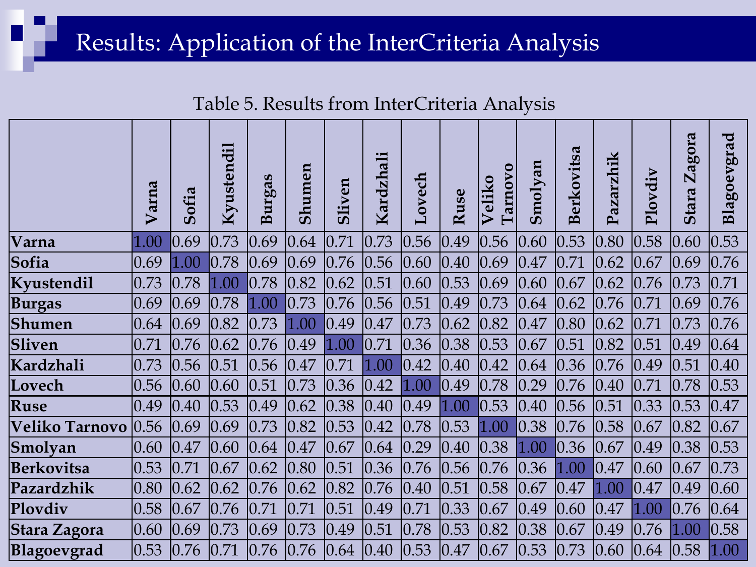# Results: Application of the InterCriteria Analysis

Table 5. Results from InterCriteria Analysis

| | Varna | Sofia | Kyustendil | Burgas | Shumen | Sliven | Kardzhali | Lovech | Ruse | Veliko Tarnovo | Smolyan | Berkovitsa | Pazarzhik | Plovdiv | Stara Zagora | Blagoevgrad |
|---|---|---|---|---|---|---|---|---|---|---|---|---|---|---|---|---|
| **Varna** | 1.00 | 0.69 | 0.73 | 0.69 | 0.64 | 0.71 | 0.73 | 0.56 | 0.49 | 0.56 | 0.60 | 0.53 | 0.80 | 0.58 | 0.60 | 0.53 |
| **Sofia** | 0.69 | 1.00 | 0.78 | 0.69 | 0.69 | 0.76 | 0.56 | 0.60 | 0.40 | 0.69 | 0.47 | 0.71 | 0.62 | 0.67 | 0.69 | 0.76 |
| **Kyustendil** | 0.73 | 0.78 | 1.00 | 0.78 | 0.82 | 0.62 | 0.51 | 0.60 | 0.53 | 0.69 | 0.60 | 0.67 | 0.62 | 0.76 | 0.73 | 0.71 |
| **Burgas** | 0.69 | 0.69 | 0.78 | 1.00 | 0.73 | 0.76 | 0.56 | 0.51 | 0.49 | 0.73 | 0.64 | 0.62 | 0.76 | 0.71 | 0.69 | 0.76 |
| **Shumen** | 0.64 | 0.69 | 0.82 | 0.73 | 1.00 | 0.49 | 0.47 | 0.73 | 0.62 | 0.82 | 0.47 | 0.80 | 0.62 | 0.71 | 0.73 | 0.76 |
| **Sliven** | 0.71 | 0.76 | 0.62 | 0.76 | 0.49 | 1.00 | 0.71 | 0.36 | 0.38 | 0.53 | 0.67 | 0.51 | 0.82 | 0.51 | 0.49 | 0.64 |
| **Kardzhali** | 0.73 | 0.56 | 0.51 | 0.56 | 0.47 | 0.71 | 1.00 | 0.42 | 0.40 | 0.42 | 0.64 | 0.36 | 0.76 | 0.49 | 0.51 | 0.40 |
| **Lovech** | 0.56 | 0.60 | 0.60 | 0.51 | 0.73 | 0.36 | 0.42 | 1.00 | 0.49 | 0.78 | 0.29 | 0.76 | 0.40 | 0.71 | 0.78 | 0.53 |
| **Ruse** | 0.49 | 0.40 | 0.53 | 0.49 | 0.62 | 0.38 | 0.40 | 0.49 | 1.00 | 0.53 | 0.40 | 0.56 | 0.51 | 0.33 | 0.53 | 0.47 |
| **Veliko Tarnovo** | 0.56 | 0.69 | 0.69 | 0.73 | 0.82 | 0.53 | 0.42 | 0.78 | 0.53 | 1.00 | 0.38 | 0.76 | 0.58 | 0.67 | 0.82 | 0.67 |
| **Smolyan** | 0.60 | 0.47 | 0.60 | 0.64 | 0.47 | 0.67 | 0.64 | 0.29 | 0.40 | 0.38 | 1.00 | 0.36 | 0.67 | 0.49 | 0.38 | 0.53 |
| **Berkovitsa** | 0.53 | 0.71 | 0.67 | 0.62 | 0.80 | 0.51 | 0.36 | 0.76 | 0.56 | 0.76 | 0.36 | 1.00 | 0.47 | 0.60 | 0.67 | 0.73 |
| **Pazardzhik** | 0.80 | 0.62 | 0.62 | 0.76 | 0.62 | 0.82 | 0.76 | 0.40 | 0.51 | 0.58 | 0.67 | 0.47 | 1.00 | 0.47 | 0.49 | 0.60 |
| **Plovdiv** | 0.58 | 0.67 | 0.76 | 0.71 | 0.71 | 0.51 | 0.49 | 0.71 | 0.33 | 0.67 | 0.49 | 0.60 | 0.47 | 1.00 | 0.76 | 0.64 |
| **Stara Zagora** | 0.60 | 0.69 | 0.73 | 0.69 | 0.73 | 0.49 | 0.51 | 0.78 | 0.53 | 0.82 | 0.38 | 0.67 | 0.49 | 0.76 | 1.00 | 0.58 |
| **Blagoevgrad** | 0.53 | 0.76 | 0.71 | 0.76 | 0.76 | 0.64 | 0.40 | 0.53 | 0.47 | 0.67 | 0.53 | 0.73 | 0.60 | 0.64 | 0.58 | 1.00 |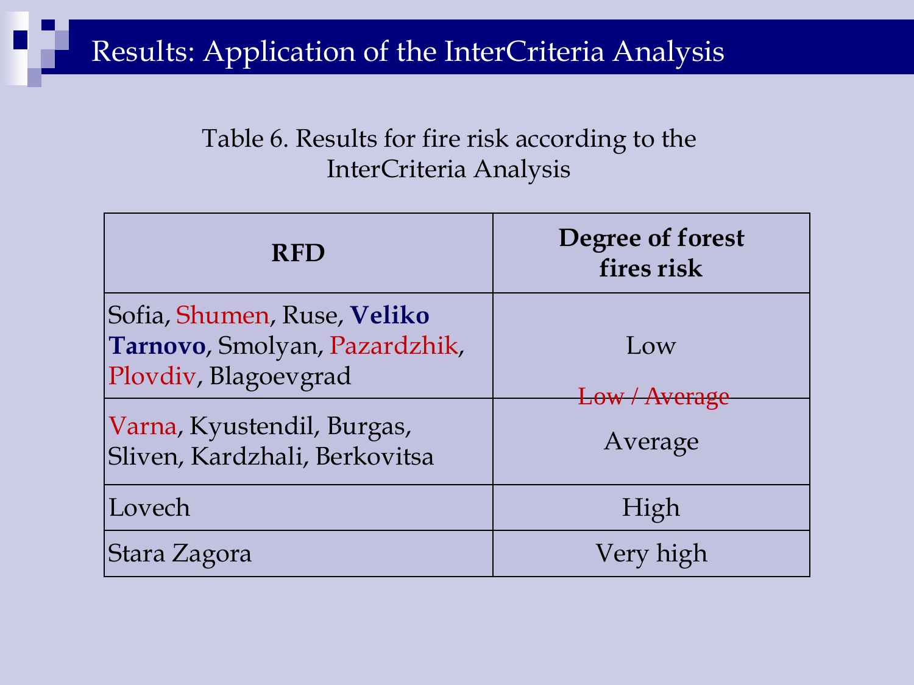# Results: Application of the InterCriteria Analysis

Table 6. Results for fire risk according to the InterCriteria Analysis

| RFD | Degree of forest fires risk |
|---|---|
| Sofia, Shumen, Ruse, **Veliko Tarnovo**, Smolyan, Pazardzhik, Plovdiv, Blagoevgrad | Low |
| | ~~Low / Average~~ |
| Varna, Kyustendil, Burgas, Sliven, Kardzhali, Berkovitsa | Average |
| Lovech | High |
| Stara Zagora | Very high |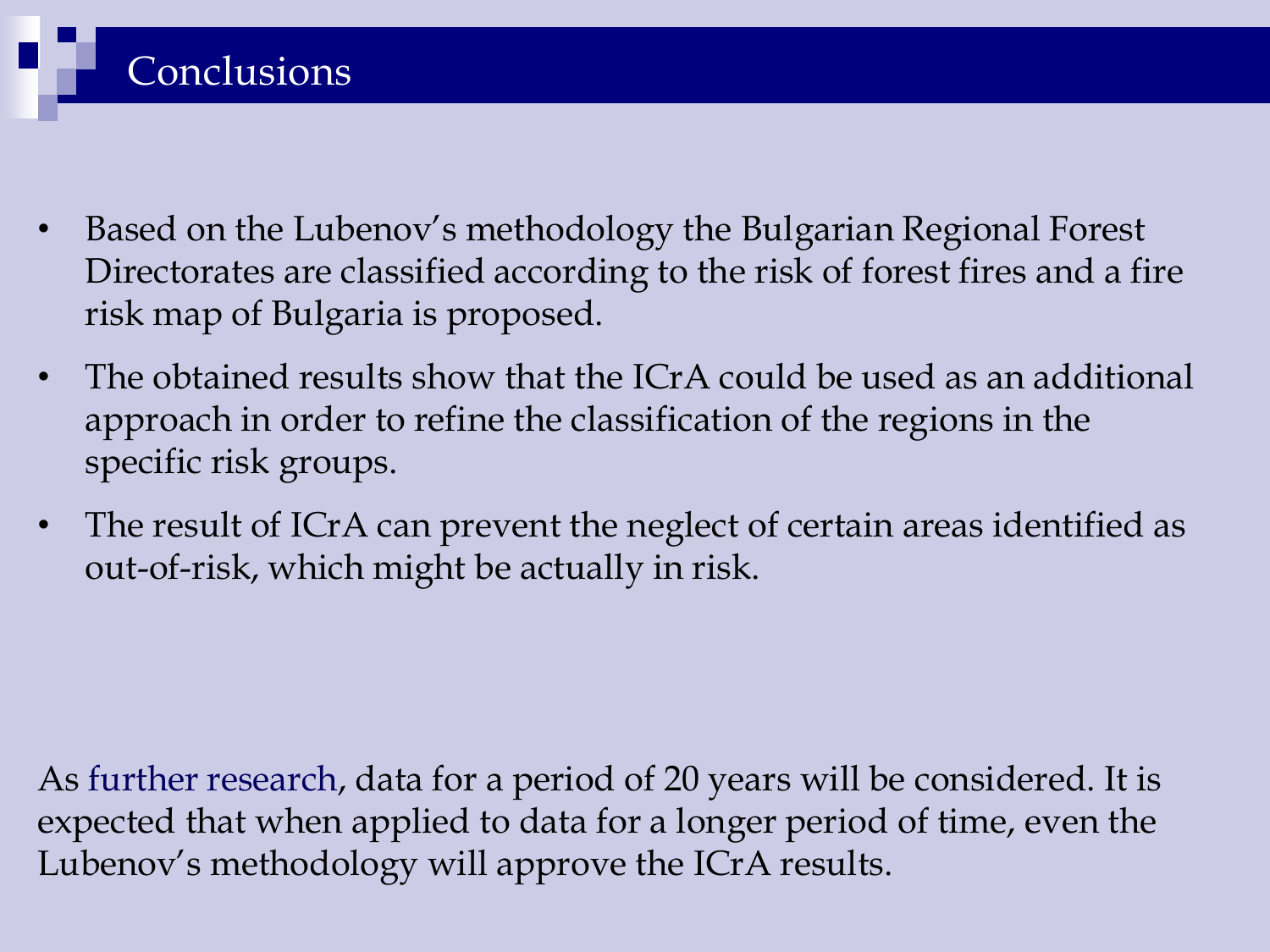# Conclusions

- Based on the Lubenov's methodology the Bulgarian Regional Forest Directorates are classified according to the risk of forest fires and a fire risk map of Bulgaria is proposed.
- The obtained results show that the ICrA could be used as an additional approach in order to refine the classification of the regions in the specific risk groups.
- The result of ICrA can prevent the neglect of certain areas identified as out-of-risk, which might be actually in risk.

As further research, data for a period of 20 years will be considered. It is expected that when applied to data for a longer period of time, even the Lubenov's methodology will approve the ICrA results.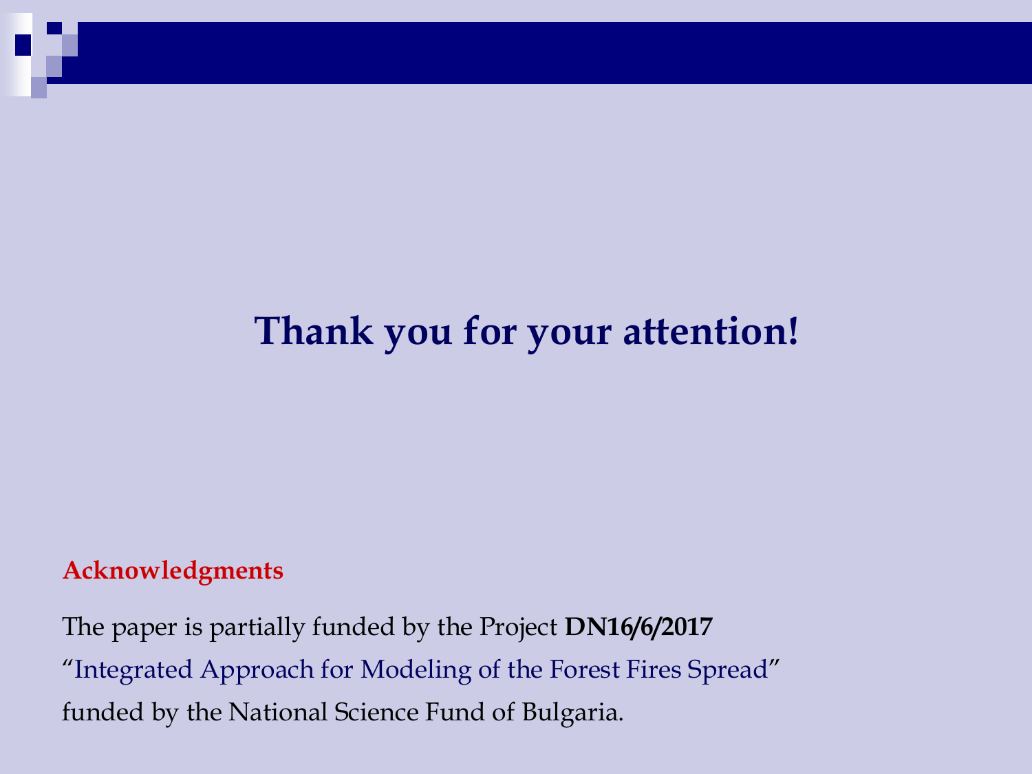# Thank you for your attention!

**Acknowledgments**

The paper is partially funded by the Project **DN16/6/2017** "Integrated Approach for Modeling of the Forest Fires Spread" funded by the National Science Fund of Bulgaria.